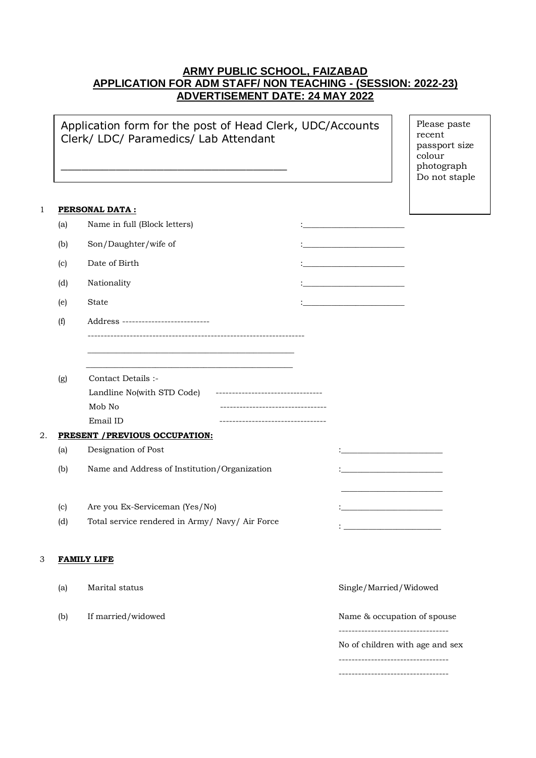# ARMY PUBLIC SCHOOL, FAIZABAD
## APPLICATION FOR ADM STAFF/ NON TEACHING - (SESSION: 2022-23)
## ADVERTISEMENT DATE: 24 MAY 2022

Application form for the post of Head Clerk, UDC/Accounts Clerk/ LDC/ Paramedics/ Lab Attendant

______________________________________

Please paste recent passport size colour photograph Do not staple

1 **PERSONAL DATA :**

(a) Name in full (Block letters) :________________________

(b) Son/Daughter/wife of :________________________

(c) Date of Birth :________________________

(d) Nationality :________________________

(e) State :________________________

(f) Address ---------------------------

-------------------------------------------------------------------

_________________________________________________

_________________________________________________

(g) Contact Details :-

Landline No(with STD Code) ---------------------------------

Mob No ---------------------------------

Email ID ---------------------------------

2. **PRESENT /PREVIOUS OCCUPATION:**

(a) Designation of Post :________________________

(b) Name and Address of Institution/Organization :________________________

________________________

(c) Are you Ex-Serviceman (Yes/No) :________________________

(d) Total service rendered in Army/ Navy/ Air Force : ________________________

3 **FAMILY LIFE**

(a) Marital status Single/Married/Widowed

(b) If married/widowed Name & occupation of spouse

----------------------------------

No of children with age and sex

----------------------------------

----------------------------------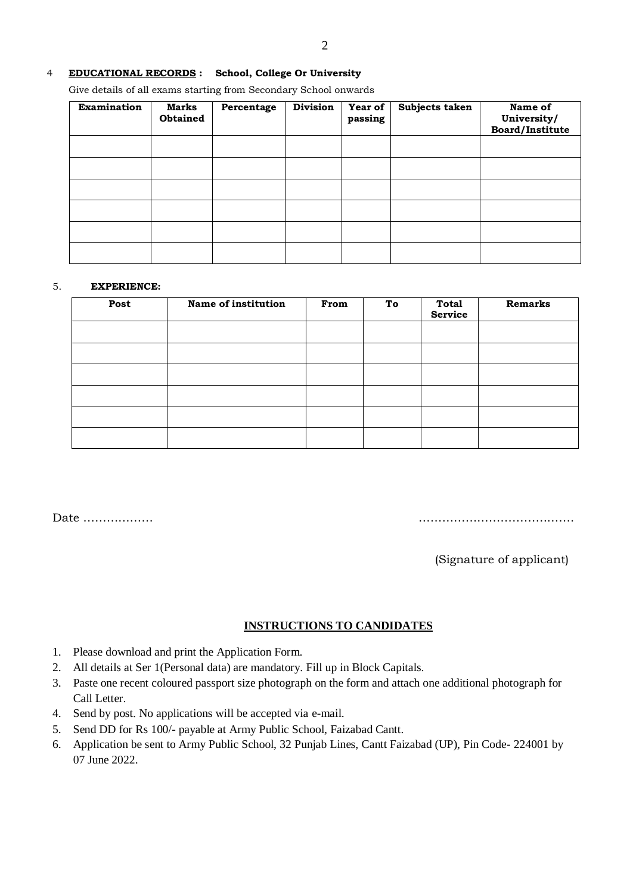4 **<u>EDUCATIONAL RECORDS</u> : School, College Or University**

Give details of all exams starting from Secondary School onwards

| Examination | Marks Obtained | Percentage | Division | Year of passing | Subjects taken | Name of University/ Board/Institute |
|---|---|---|---|---|---|---|
| | | | | | | |
| | | | | | | |
| | | | | | | |
| | | | | | | |
| | | | | | | |
| | | | | | | |

5. **EXPERIENCE:**

| Post | Name of institution | From | To | Total Service | Remarks |
|---|---|---|---|---|---|
| | | | | | |
| | | | | | |
| | | | | | |
| | | | | | |
| | | | | | |
| | | | | | |

Date ………………                                        …………………………………

(Signature of applicant)

**<u>INSTRUCTIONS TO CANDIDATES</u>**

1. Please download and print the Application Form.
2. All details at Ser 1(Personal data) are mandatory. Fill up in Block Capitals.
3. Paste one recent coloured passport size photograph on the form and attach one additional photograph for Call Letter.
4. Send by post. No applications will be accepted via e-mail.
5. Send DD for Rs 100/- payable at Army Public School, Faizabad Cantt.
6. Application be sent to Army Public School, 32 Punjab Lines, Cantt Faizabad (UP), Pin Code- 224001 by 07 June 2022.